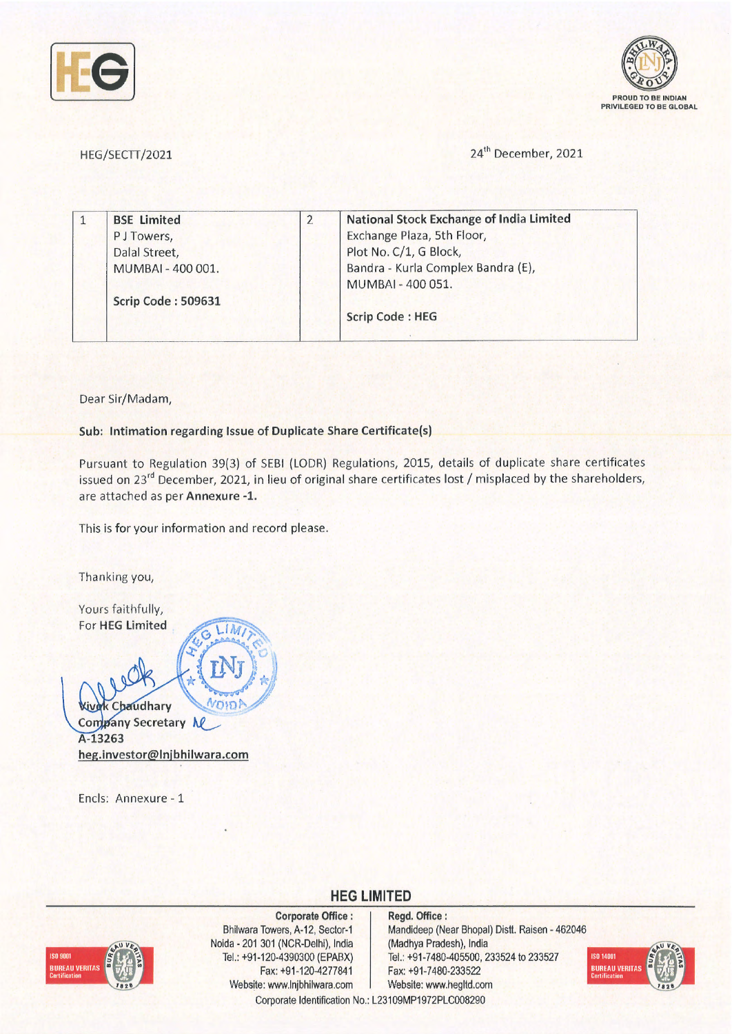HEG/SECTT/2021

24th December, 2021

| 1 | BSE Limited<br>P J Towers,<br>Dalal Street,<br>MUMBAI - 400 001.<br><br>Scrip Code : 509631 | 2 | National Stock Exchange of India Limited<br>Exchange Plaza, 5th Floor,<br>Plot No. C/1, G Block,<br>Bandra - Kurla Complex Bandra (E),<br>MUMBAI - 400 051.<br><br>Scrip Code : HEG |
|---|---|---|---|

Dear Sir/Madam,

**Sub: Intimation regarding Issue of Duplicate Share Certificate(s)**

Pursuant to Regulation 39(3) of SEBI (LODR) Regulations, 2015, details of duplicate share certificates issued on 23rd December, 2021, in lieu of original share certificates lost / misplaced by the shareholders, are attached as per **Annexure -1.**

This is for your information and record please.

Thanking you,

Yours faithfully,
For **HEG Limited**

Vivek Chaudhary
Company Secretary
A-13263
heg.investor@lnjbhilwara.com

Encls: Annexure - 1

**HEG LIMITED**

**Corporate Office :**
Bhilwara Towers, A-12, Sector-1
Noida - 201 301 (NCR-Delhi), India
Tel.: +91-120-4390300 (EPABX)
Fax: +91-120-4277841
Website: www.lnjbhilwara.com

**Regd. Office :**
Mandideep (Near Bhopal) Distt. Raisen - 462046
(Madhya Pradesh), India
Tel.: +91-7480-405500, 233524 to 233527
Fax: +91-7480-233522
Website: www.hegltd.com

Corporate Identification No.: L23109MP1972PLC008290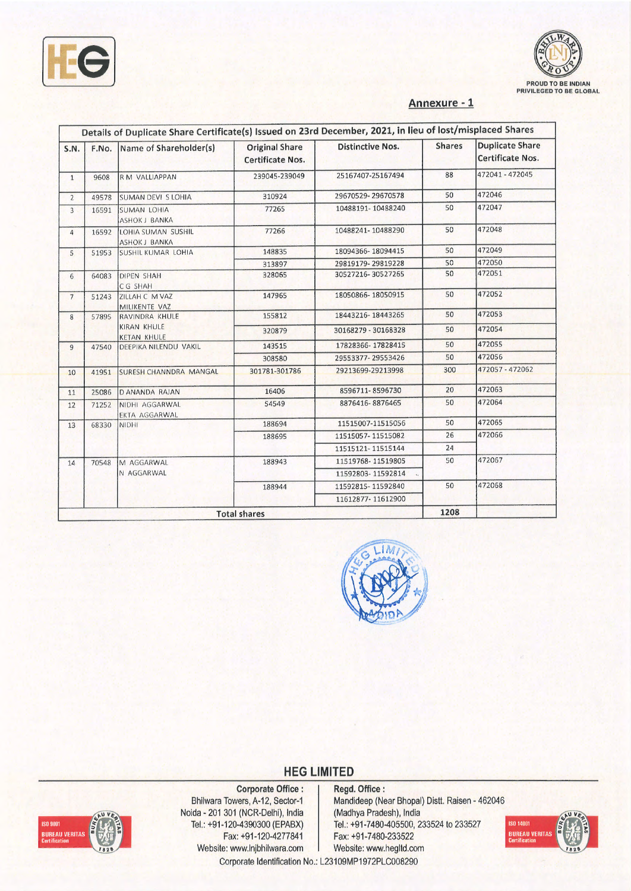## Annexure - 1

| Details of Duplicate Share Certificate(s) Issued on 23rd December, 2021, in lieu of lost/misplaced Shares | | | | | | |
|---|---|---|---|---|---|---|
| **S.N.** | **F.No.** | **Name of Shareholder(s)** | **Original Share Certificate Nos.** | **Distinctive Nos.** | **Shares** | **Duplicate Share Certificate Nos.** |
| 1 | 9608 | R M VALLIAPPAN | 239045-239049 | 25167407-25167494 | 88 | 472041 - 472045 |
| 2 | 49578 | SUMAN DEVI S LOHIA | 310924 | 29670529- 29670578 | 50 | 472046 |
| 3 | 16591 | SUMAN LOHIA<br>ASHOK J BANKA | 77265 | 10488191- 10488240 | 50 | 472047 |
| 4 | 16592 | LOHIA SUMAN SUSHIL<br>ASHOK J BANKA | 77266 | 10488241- 10488290 | 50 | 472048 |
| 5 | 51953 | SUSHIL KUMAR LOHIA | 148835 | 18094366- 18094415 | 50 | 472049 |
| | | | 313897 | 29819179- 29819228 | 50 | 472050 |
| 6 | 64083 | DIPEN SHAH<br>C G SHAH | 328065 | 30527216- 30527265 | 50 | 472051 |
| 7 | 51243 | ZILLAH C M VAZ<br>MILIKENTE VAZ | 147965 | 18050866- 18050915 | 50 | 472052 |
| 8 | 57895 | RAVINDRA KHULE<br>KIRAN KHULE<br>KETAN KHULE | 155812 | 18443216- 18443265 | 50 | 472053 |
| | | | 320879 | 30168279 - 30168328 | 50 | 472054 |
| 9 | 47540 | DEEPIKA NILENDU VAKIL | 143515 | 17828366- 17828415 | 50 | 472055 |
| | | | 308580 | 29553377- 29553426 | 50 | 472056 |
| 10 | 41951 | SURESH CHANNDRA MANGAL | 301781-301786 | 29213699-29213998 | 300 | 472057 - 472062 |
| 11 | 25086 | D ANANDA RAJAN | 16406 | 8596711- 8596730 | 20 | 472063 |
| 12 | 71252 | NIDHI AGGARWAL<br>EKTA AGGARWAL | 54549 | 8876416- 8876465 | 50 | 472064 |
| 13 | 68330 | NIDHI | 188694 | 11515007-11515056 | 50 | 472065 |
| | | | 188695 | 11515057- 11515082 | 26 | 472066 |
| | | | | 11515121- 11515144 | 24 | |
| 14 | 70548 | M AGGARWAL<br>N AGGARWAL | 188943 | 11519768- 11519805 | 50 | 472067 |
| | | | | 11592803- 11592814 | | |
| | | | 188944 | 11592815- 11592840 | 50 | 472068 |
| | | | | 11612877- 11612900 | | |
| | | **Total shares** | | | **1208** | |

**HEG LIMITED**

**Corporate Office :**
Bhilwara Towers, A-12, Sector-1
Noida - 201 301 (NCR-Delhi), India
Tel.: +91-120-4390300 (EPABX)
Fax: +91-120-4277841
Website: www.lnjbhilwara.com

**Regd. Office :**
Mandideep (Near Bhopal) Distt. Raisen - 462046
(Madhya Pradesh), India
Tel.: +91-7480-405500, 233524 to 233527
Fax: +91-7480-233522
Website: www.hegltd.com

Corporate Identification No.: L23109MP1972PLC008290